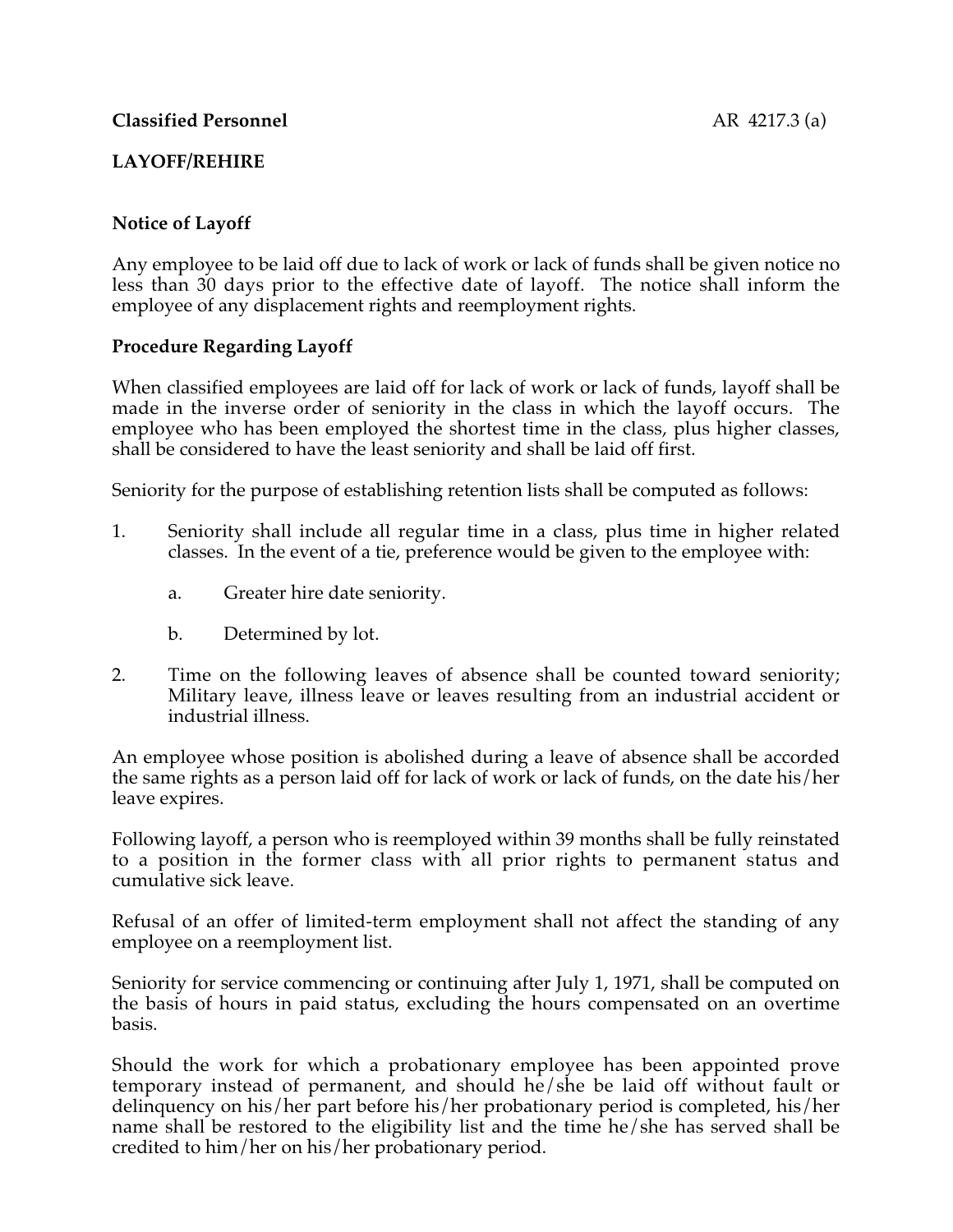**Classified Personnel** AR 4217.3 (a)

**LAYOFF/REHIRE**

**Notice of Layoff**

Any employee to be laid off due to lack of work or lack of funds shall be given notice no less than 30 days prior to the effective date of layoff. The notice shall inform the employee of any displacement rights and reemployment rights.

**Procedure Regarding Layoff**

When classified employees are laid off for lack of work or lack of funds, layoff shall be made in the inverse order of seniority in the class in which the layoff occurs. The employee who has been employed the shortest time in the class, plus higher classes, shall be considered to have the least seniority and shall be laid off first.

Seniority for the purpose of establishing retention lists shall be computed as follows:

1. Seniority shall include all regular time in a class, plus time in higher related classes. In the event of a tie, preference would be given to the employee with:

    a. Greater hire date seniority.

    b. Determined by lot.

2. Time on the following leaves of absence shall be counted toward seniority; Military leave, illness leave or leaves resulting from an industrial accident or industrial illness.

An employee whose position is abolished during a leave of absence shall be accorded the same rights as a person laid off for lack of work or lack of funds, on the date his/her leave expires.

Following layoff, a person who is reemployed within 39 months shall be fully reinstated to a position in the former class with all prior rights to permanent status and cumulative sick leave.

Refusal of an offer of limited-term employment shall not affect the standing of any employee on a reemployment list.

Seniority for service commencing or continuing after July 1, 1971, shall be computed on the basis of hours in paid status, excluding the hours compensated on an overtime basis.

Should the work for which a probationary employee has been appointed prove temporary instead of permanent, and should he/she be laid off without fault or delinquency on his/her part before his/her probationary period is completed, his/her name shall be restored to the eligibility list and the time he/she has served shall be credited to him/her on his/her probationary period.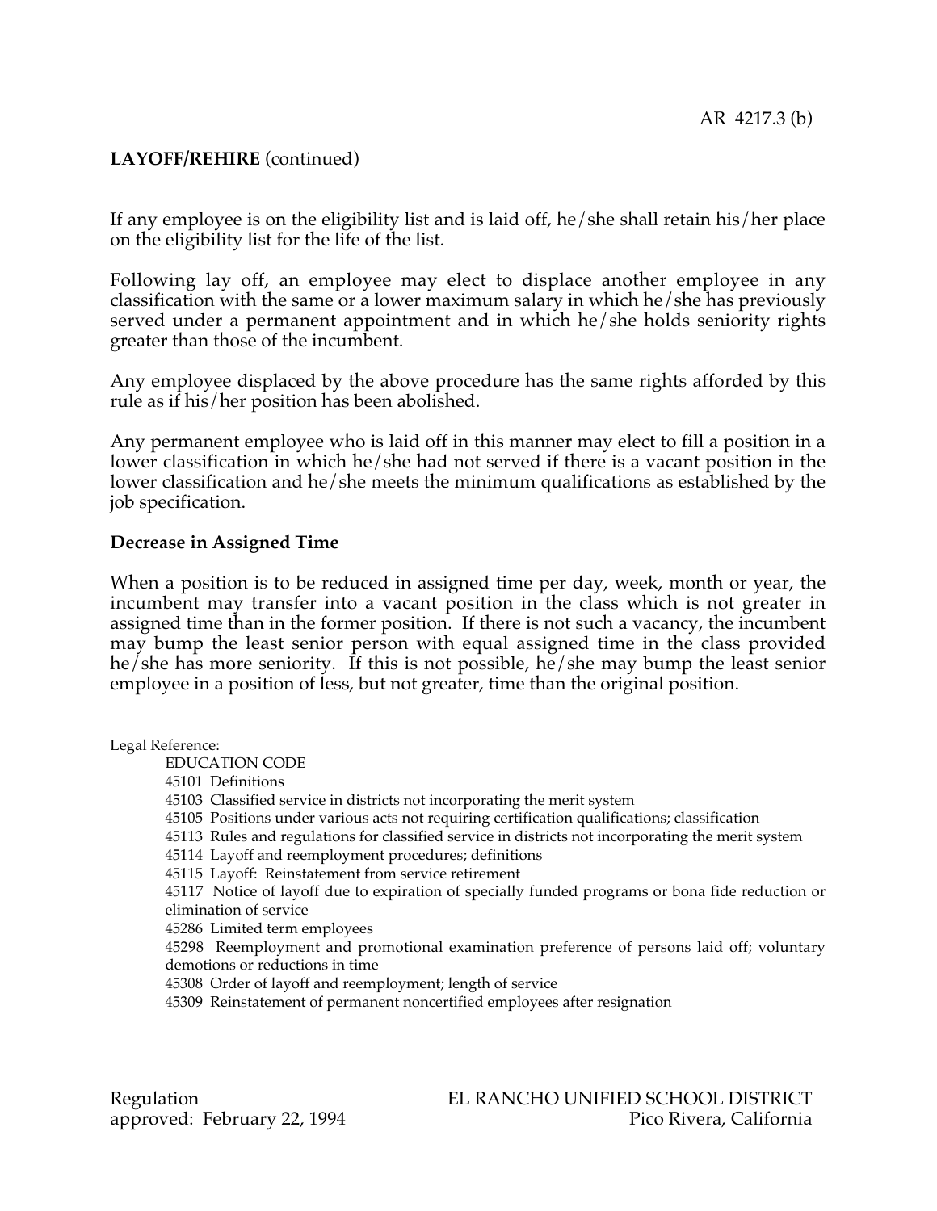**LAYOFF/REHIRE** (continued)

If any employee is on the eligibility list and is laid off, he/she shall retain his/her place on the eligibility list for the life of the list.

Following lay off, an employee may elect to displace another employee in any classification with the same or a lower maximum salary in which he/she has previously served under a permanent appointment and in which he/she holds seniority rights greater than those of the incumbent.

Any employee displaced by the above procedure has the same rights afforded by this rule as if his/her position has been abolished.

Any permanent employee who is laid off in this manner may elect to fill a position in a lower classification in which he/she had not served if there is a vacant position in the lower classification and he/she meets the minimum qualifications as established by the job specification.

**Decrease in Assigned Time**

When a position is to be reduced in assigned time per day, week, month or year, the incumbent may transfer into a vacant position in the class which is not greater in assigned time than in the former position. If there is not such a vacancy, the incumbent may bump the least senior person with equal assigned time in the class provided he/she has more seniority. If this is not possible, he/she may bump the least senior employee in a position of less, but not greater, time than the original position.

Legal Reference:

EDUCATION CODE

45101 Definitions

45103 Classified service in districts not incorporating the merit system

45105 Positions under various acts not requiring certification qualifications; classification

45113 Rules and regulations for classified service in districts not incorporating the merit system

45114 Layoff and reemployment procedures; definitions

45115 Layoff: Reinstatement from service retirement

45117 Notice of layoff due to expiration of specially funded programs or bona fide reduction or elimination of service

45286 Limited term employees

45298 Reemployment and promotional examination preference of persons laid off; voluntary demotions or reductions in time

45308 Order of layoff and reemployment; length of service

45309 Reinstatement of permanent noncertified employees after resignation

Regulation approved: February 22, 1994

EL RANCHO UNIFIED SCHOOL DISTRICT
Pico Rivera, California